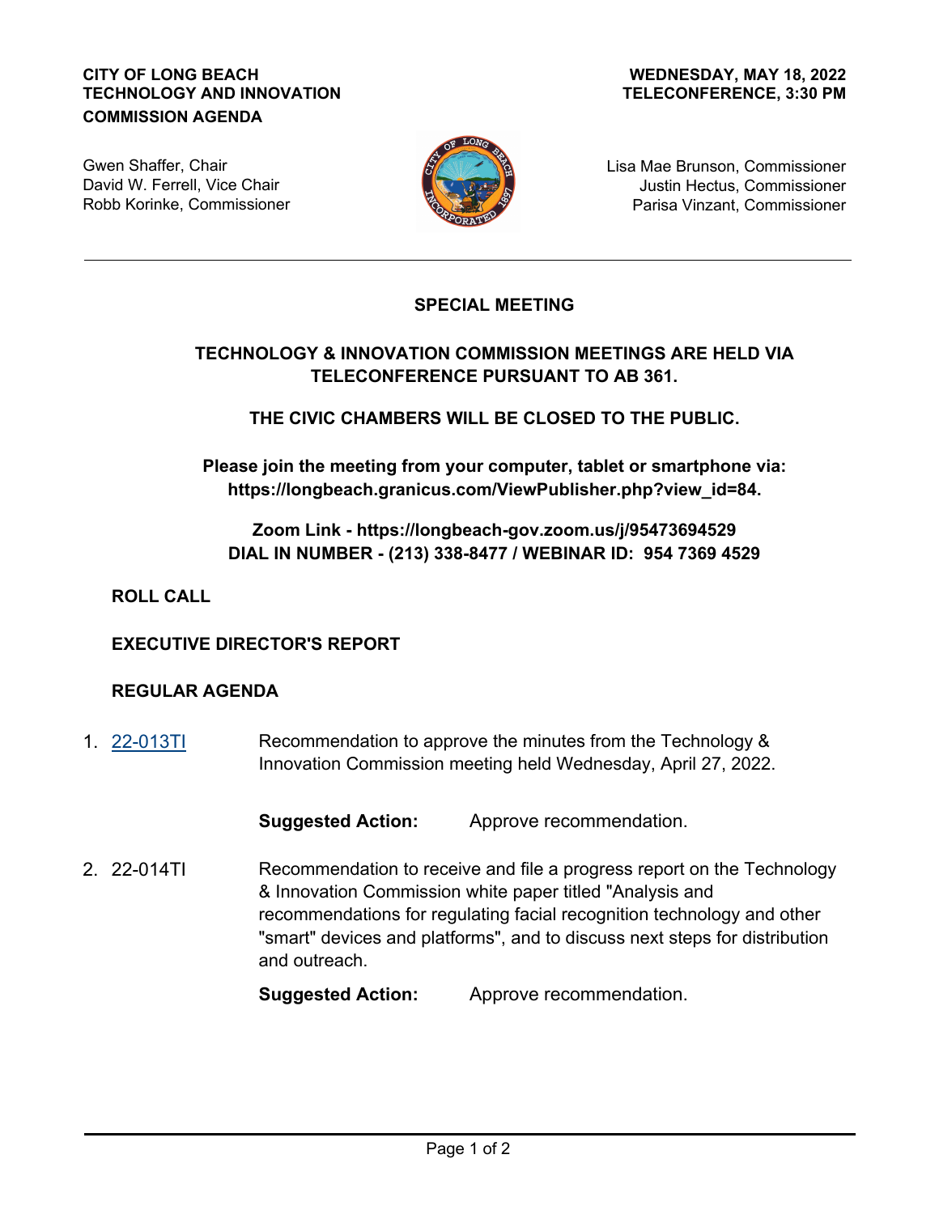**CITY OF LONG BEACH**
**TECHNOLOGY AND INNOVATION COMMISSION AGENDA**

**WEDNESDAY, MAY 18, 2022**
**TELECONFERENCE, 3:30 PM**

Gwen Shaffer, Chair
David W. Ferrell, Vice Chair
Robb Korinke, Commissioner
Lisa Mae Brunson, Commissioner
Justin Hectus, Commissioner
Parisa Vinzant, Commissioner

---

## SPECIAL MEETING

**TECHNOLOGY & INNOVATION COMMISSION MEETINGS ARE HELD VIA TELECONFERENCE PURSUANT TO AB 361.**

**THE CIVIC CHAMBERS WILL BE CLOSED TO THE PUBLIC.**

**Please join the meeting from your computer, tablet or smartphone via: https://longbeach.granicus.com/ViewPublisher.php?view_id=84.**

**Zoom Link - https://longbeach-gov.zoom.us/j/95473694529**
**DIAL IN NUMBER - (213) 338-8477 / WEBINAR ID: 954 7369 4529**

### ROLL CALL

### EXECUTIVE DIRECTOR'S REPORT

### REGULAR AGENDA

1. 22-013TI — Recommendation to approve the minutes from the Technology & Innovation Commission meeting held Wednesday, April 27, 2022.

   **Suggested Action:** Approve recommendation.

2. 22-014TI — Recommendation to receive and file a progress report on the Technology & Innovation Commission white paper titled "Analysis and recommendations for regulating facial recognition technology and other "smart" devices and platforms", and to discuss next steps for distribution and outreach.

   **Suggested Action:** Approve recommendation.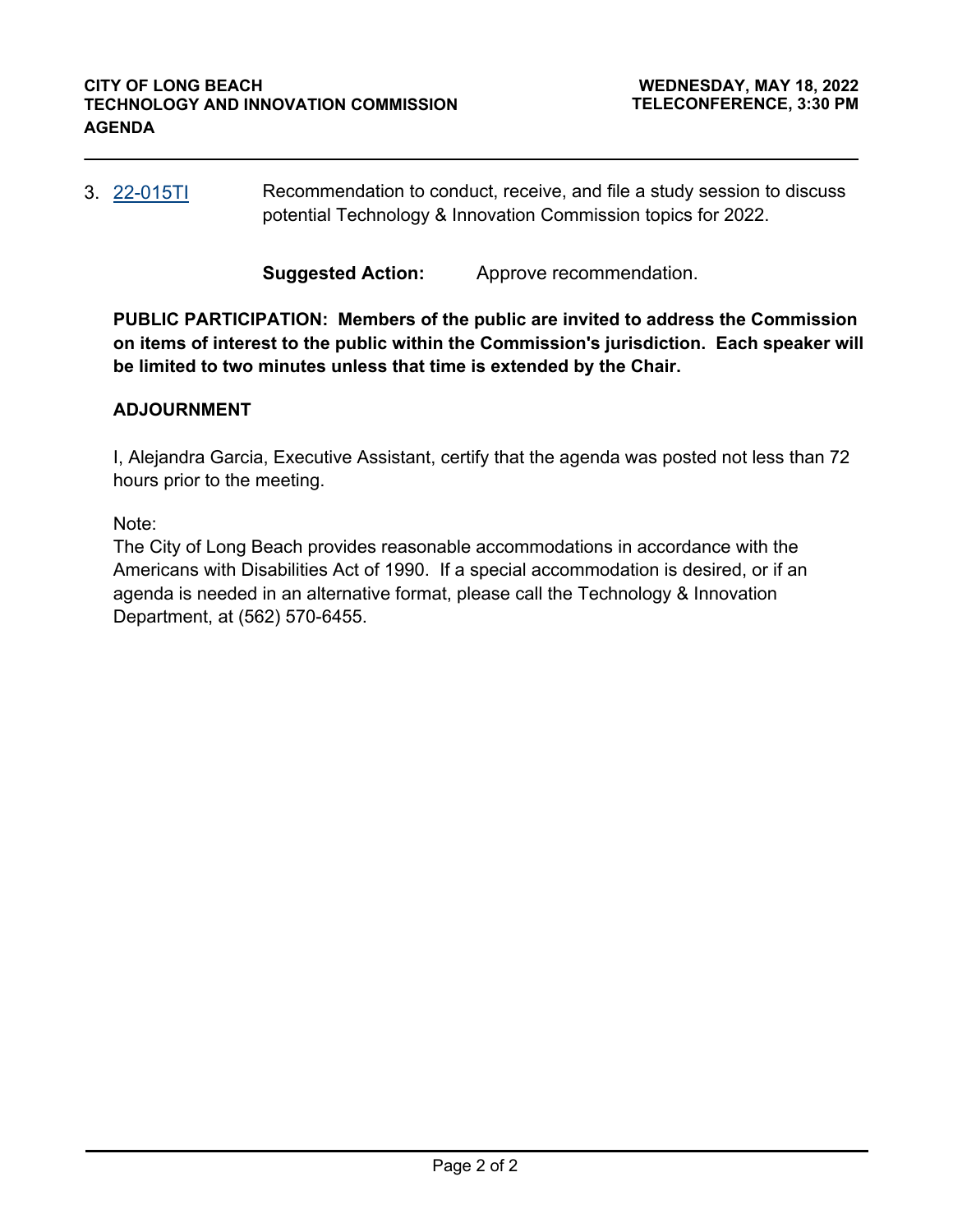3. [22-015TI] Recommendation to conduct, receive, and file a study session to discuss potential Technology & Innovation Commission topics for 2022.

**Suggested Action:** Approve recommendation.

**PUBLIC PARTICIPATION: Members of the public are invited to address the Commission on items of interest to the public within the Commission's jurisdiction. Each speaker will be limited to two minutes unless that time is extended by the Chair.**

**ADJOURNMENT**

I, Alejandra Garcia, Executive Assistant, certify that the agenda was posted not less than 72 hours prior to the meeting.

Note:
The City of Long Beach provides reasonable accommodations in accordance with the Americans with Disabilities Act of 1990. If a special accommodation is desired, or if an agenda is needed in an alternative format, please call the Technology & Innovation Department, at (562) 570-6455.